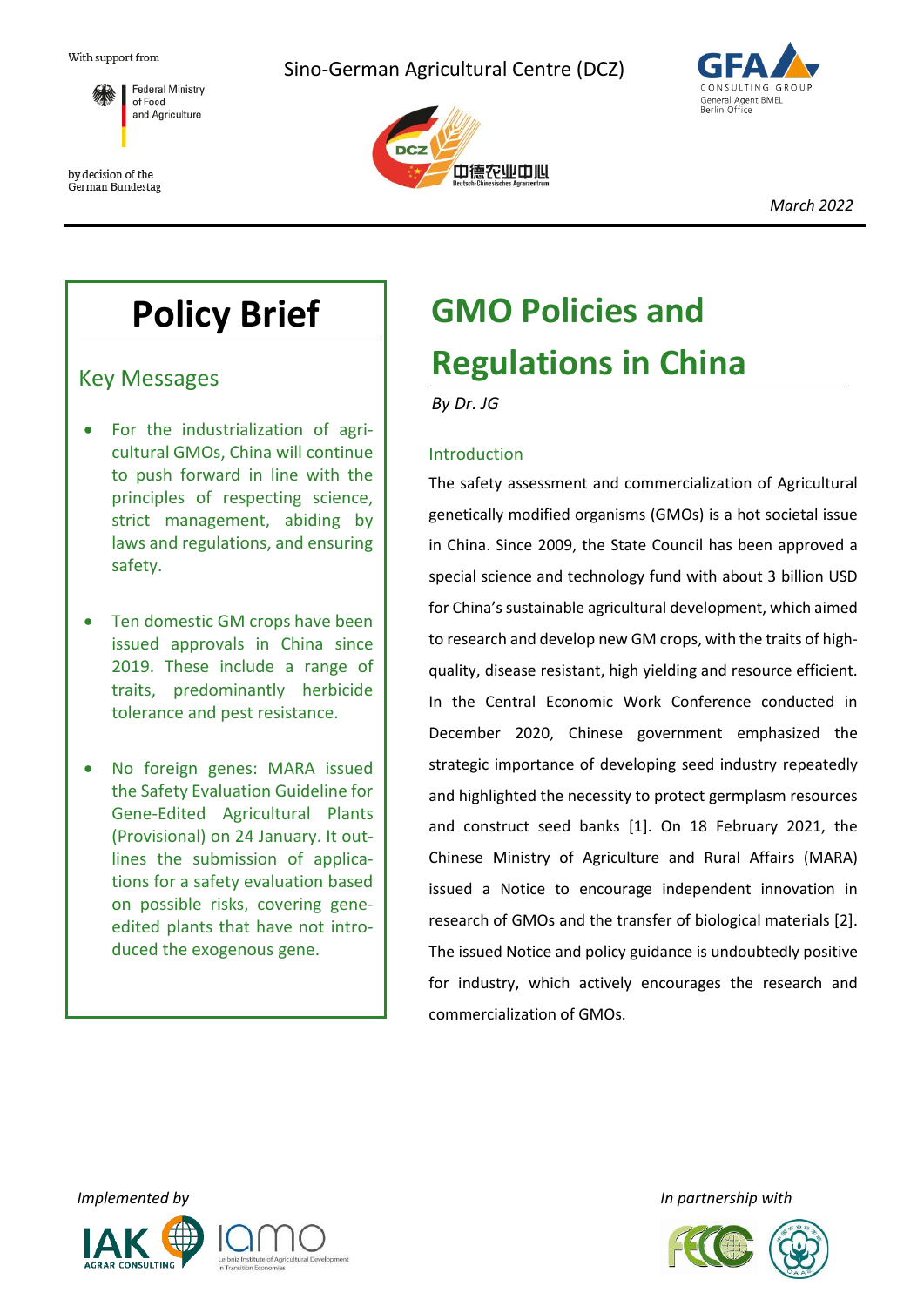With support from

Federal Ministry of Food and Agriculture

by decision of the German Bundestag

Sino-German Agricultural Centre (DCZ)

中德农业中心
Deutsch-Chinesisches Agrarzentrum

GFA CONSULTING GROUP
General Agent BMEL
Berlin Office

*March 2022*

# Policy Brief

## Key Messages

- For the industrialization of agricultural GMOs, China will continue to push forward in line with the principles of respecting science, strict management, abiding by laws and regulations, and ensuring safety.
- Ten domestic GM crops have been issued approvals in China since 2019. These include a range of traits, predominantly herbicide tolerance and pest resistance.
- No foreign genes: MARA issued the Safety Evaluation Guideline for Gene-Edited Agricultural Plants (Provisional) on 24 January. It outlines the submission of applications for a safety evaluation based on possible risks, covering gene-edited plants that have not introduced the exogenous gene.

# GMO Policies and Regulations in China

*By Dr. JG*

## Introduction

The safety assessment and commercialization of Agricultural genetically modified organisms (GMOs) is a hot societal issue in China. Since 2009, the State Council has been approved a special science and technology fund with about 3 billion USD for China's sustainable agricultural development, which aimed to research and develop new GM crops, with the traits of high-quality, disease resistant, high yielding and resource efficient. In the Central Economic Work Conference conducted in December 2020, Chinese government emphasized the strategic importance of developing seed industry repeatedly and highlighted the necessity to protect germplasm resources and construct seed banks [1]. On 18 February 2021, the Chinese Ministry of Agriculture and Rural Affairs (MARA) issued a Notice to encourage independent innovation in research of GMOs and the transfer of biological materials [2]. The issued Notice and policy guidance is undoubtedly positive for industry, which actively encourages the research and commercialization of GMOs.

*Implemented by*

IAK AGRAR CONSULTING — IAMO Leibniz Institute of Agricultural Development in Transition Economies

*In partnership with*

FECC — CAAS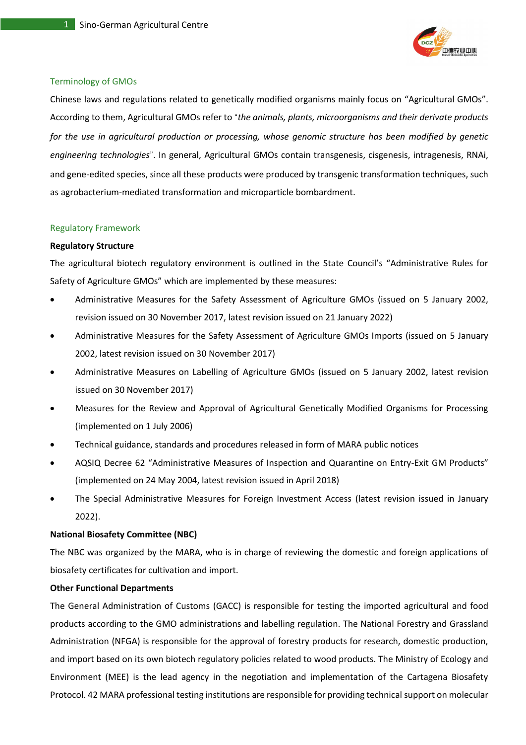## Terminology of GMOs

Chinese laws and regulations related to genetically modified organisms mainly focus on "Agricultural GMOs". According to them, Agricultural GMOs refer to "*the animals, plants, microorganisms and their derivate products for the use in agricultural production or processing, whose genomic structure has been modified by genetic engineering technologies*". In general, Agricultural GMOs contain transgenesis, cisgenesis, intragenesis, RNAi, and gene-edited species, since all these products were produced by transgenic transformation techniques, such as agrobacterium-mediated transformation and microparticle bombardment.

## Regulatory Framework

**Regulatory Structure**

The agricultural biotech regulatory environment is outlined in the State Council's "Administrative Rules for Safety of Agriculture GMOs" which are implemented by these measures:

- Administrative Measures for the Safety Assessment of Agriculture GMOs (issued on 5 January 2002, revision issued on 30 November 2017, latest revision issued on 21 January 2022)
- Administrative Measures for the Safety Assessment of Agriculture GMOs Imports (issued on 5 January 2002, latest revision issued on 30 November 2017)
- Administrative Measures on Labelling of Agriculture GMOs (issued on 5 January 2002, latest revision issued on 30 November 2017)
- Measures for the Review and Approval of Agricultural Genetically Modified Organisms for Processing (implemented on 1 July 2006)
- Technical guidance, standards and procedures released in form of MARA public notices
- AQSIQ Decree 62 "Administrative Measures of Inspection and Quarantine on Entry-Exit GM Products" (implemented on 24 May 2004, latest revision issued in April 2018)
- The Special Administrative Measures for Foreign Investment Access (latest revision issued in January 2022).

**National Biosafety Committee (NBC)**

The NBC was organized by the MARA, who is in charge of reviewing the domestic and foreign applications of biosafety certificates for cultivation and import.

**Other Functional Departments**

The General Administration of Customs (GACC) is responsible for testing the imported agricultural and food products according to the GMO administrations and labelling regulation. The National Forestry and Grassland Administration (NFGA) is responsible for the approval of forestry products for research, domestic production, and import based on its own biotech regulatory policies related to wood products. The Ministry of Ecology and Environment (MEE) is the lead agency in the negotiation and implementation of the Cartagena Biosafety Protocol. 42 MARA professional testing institutions are responsible for providing technical support on molecular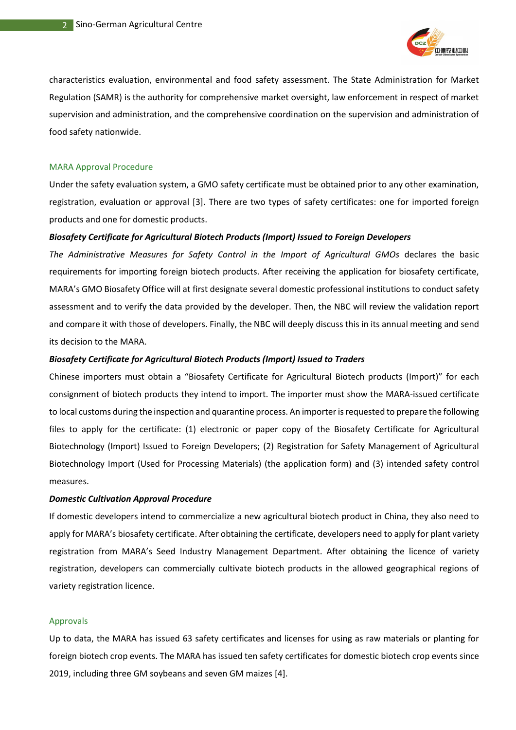characteristics evaluation, environmental and food safety assessment. The State Administration for Market Regulation (SAMR) is the authority for comprehensive market oversight, law enforcement in respect of market supervision and administration, and the comprehensive coordination on the supervision and administration of food safety nationwide.

## MARA Approval Procedure

Under the safety evaluation system, a GMO safety certificate must be obtained prior to any other examination, registration, evaluation or approval [3]. There are two types of safety certificates: one for imported foreign products and one for domestic products.

### *Biosafety Certificate for Agricultural Biotech Products (Import) Issued to Foreign Developers*

*The Administrative Measures for Safety Control in the Import of Agricultural GMOs* declares the basic requirements for importing foreign biotech products. After receiving the application for biosafety certificate, MARA's GMO Biosafety Office will at first designate several domestic professional institutions to conduct safety assessment and to verify the data provided by the developer. Then, the NBC will review the validation report and compare it with those of developers. Finally, the NBC will deeply discuss this in its annual meeting and send its decision to the MARA.

### *Biosafety Certificate for Agricultural Biotech Products (Import) Issued to Traders*

Chinese importers must obtain a "Biosafety Certificate for Agricultural Biotech products (Import)" for each consignment of biotech products they intend to import. The importer must show the MARA-issued certificate to local customs during the inspection and quarantine process. An importer is requested to prepare the following files to apply for the certificate: (1) electronic or paper copy of the Biosafety Certificate for Agricultural Biotechnology (Import) Issued to Foreign Developers; (2) Registration for Safety Management of Agricultural Biotechnology Import (Used for Processing Materials) (the application form) and (3) intended safety control measures.

### *Domestic Cultivation Approval Procedure*

If domestic developers intend to commercialize a new agricultural biotech product in China, they also need to apply for MARA's biosafety certificate. After obtaining the certificate, developers need to apply for plant variety registration from MARA's Seed Industry Management Department. After obtaining the licence of variety registration, developers can commercially cultivate biotech products in the allowed geographical regions of variety registration licence.

## Approvals

Up to data, the MARA has issued 63 safety certificates and licenses for using as raw materials or planting for foreign biotech crop events. The MARA has issued ten safety certificates for domestic biotech crop events since 2019, including three GM soybeans and seven GM maizes [4].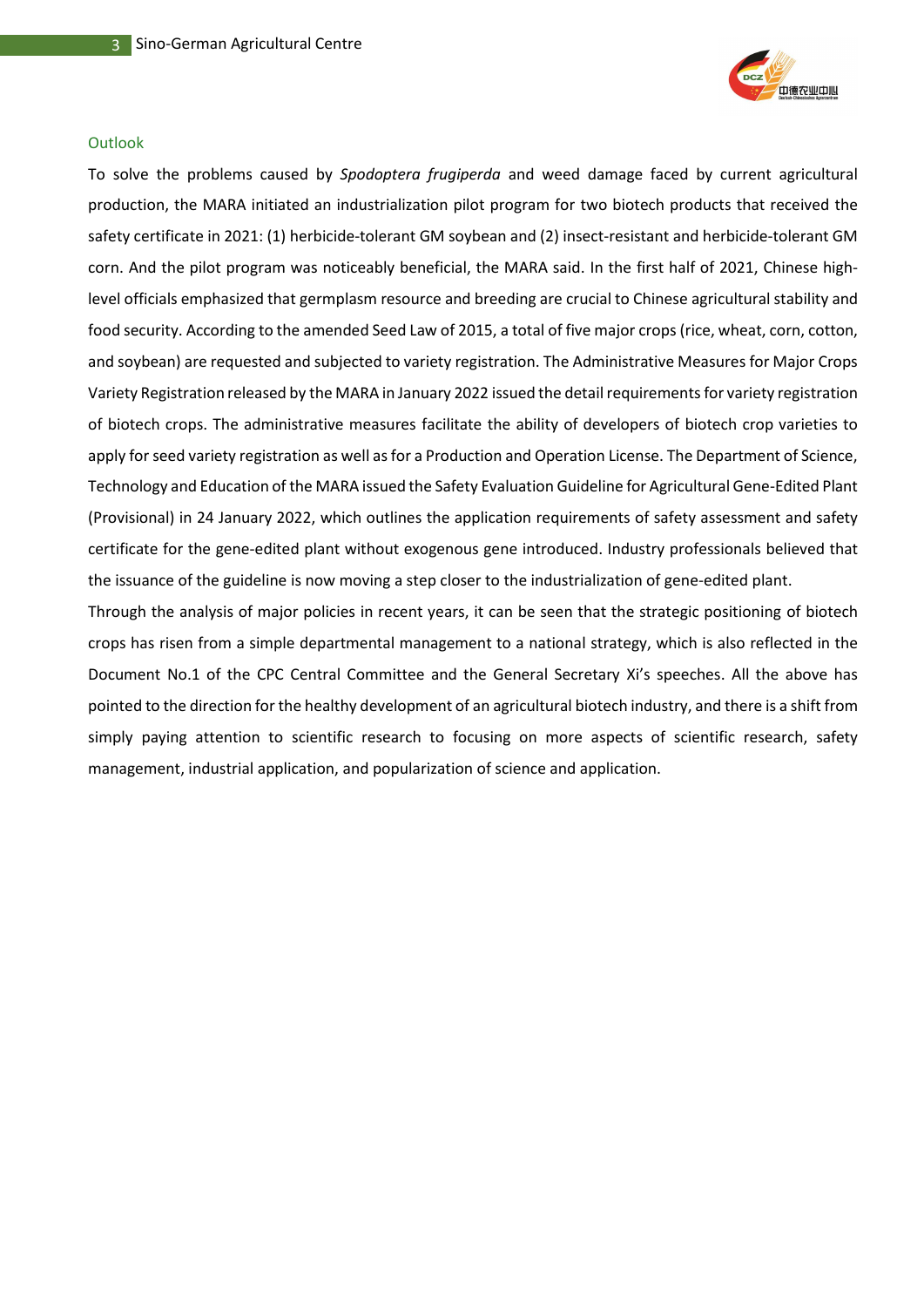## Outlook

To solve the problems caused by *Spodoptera frugiperda* and weed damage faced by current agricultural production, the MARA initiated an industrialization pilot program for two biotech products that received the safety certificate in 2021: (1) herbicide-tolerant GM soybean and (2) insect-resistant and herbicide-tolerant GM corn. And the pilot program was noticeably beneficial, the MARA said. In the first half of 2021, Chinese high-level officials emphasized that germplasm resource and breeding are crucial to Chinese agricultural stability and food security. According to the amended Seed Law of 2015, a total of five major crops (rice, wheat, corn, cotton, and soybean) are requested and subjected to variety registration. The Administrative Measures for Major Crops Variety Registration released by the MARA in January 2022 issued the detail requirements for variety registration of biotech crops. The administrative measures facilitate the ability of developers of biotech crop varieties to apply for seed variety registration as well as for a Production and Operation License. The Department of Science, Technology and Education of the MARA issued the Safety Evaluation Guideline for Agricultural Gene-Edited Plant (Provisional) in 24 January 2022, which outlines the application requirements of safety assessment and safety certificate for the gene-edited plant without exogenous gene introduced. Industry professionals believed that the issuance of the guideline is now moving a step closer to the industrialization of gene-edited plant.

Through the analysis of major policies in recent years, it can be seen that the strategic positioning of biotech crops has risen from a simple departmental management to a national strategy, which is also reflected in the Document No.1 of the CPC Central Committee and the General Secretary Xi's speeches. All the above has pointed to the direction for the healthy development of an agricultural biotech industry, and there is a shift from simply paying attention to scientific research to focusing on more aspects of scientific research, safety management, industrial application, and popularization of science and application.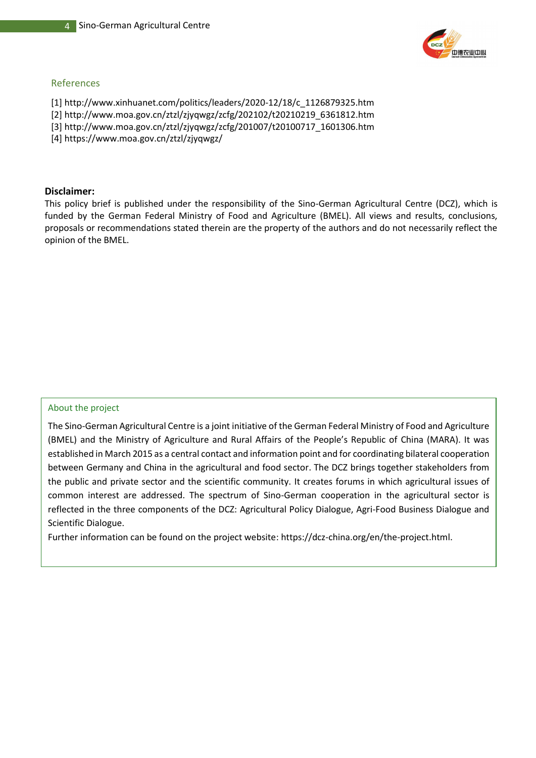## References

[1] http://www.xinhuanet.com/politics/leaders/2020-12/18/c_1126879325.htm
[2] http://www.moa.gov.cn/ztzl/zjyqwgz/zcfg/202102/t20210219_6361812.htm
[3] http://www.moa.gov.cn/ztzl/zjyqwgz/zcfg/201007/t20100717_1601306.htm
[4] https://www.moa.gov.cn/ztzl/zjyqwgz/

**Disclaimer:**
This policy brief is published under the responsibility of the Sino-German Agricultural Centre (DCZ), which is funded by the German Federal Ministry of Food and Agriculture (BMEL). All views and results, conclusions, proposals or recommendations stated therein are the property of the authors and do not necessarily reflect the opinion of the BMEL.

### About the project

The Sino-German Agricultural Centre is a joint initiative of the German Federal Ministry of Food and Agriculture (BMEL) and the Ministry of Agriculture and Rural Affairs of the People's Republic of China (MARA). It was established in March 2015 as a central contact and information point and for coordinating bilateral cooperation between Germany and China in the agricultural and food sector. The DCZ brings together stakeholders from the public and private sector and the scientific community. It creates forums in which agricultural issues of common interest are addressed. The spectrum of Sino-German cooperation in the agricultural sector is reflected in the three components of the DCZ: Agricultural Policy Dialogue, Agri-Food Business Dialogue and Scientific Dialogue.
Further information can be found on the project website: https://dcz-china.org/en/the-project.html.